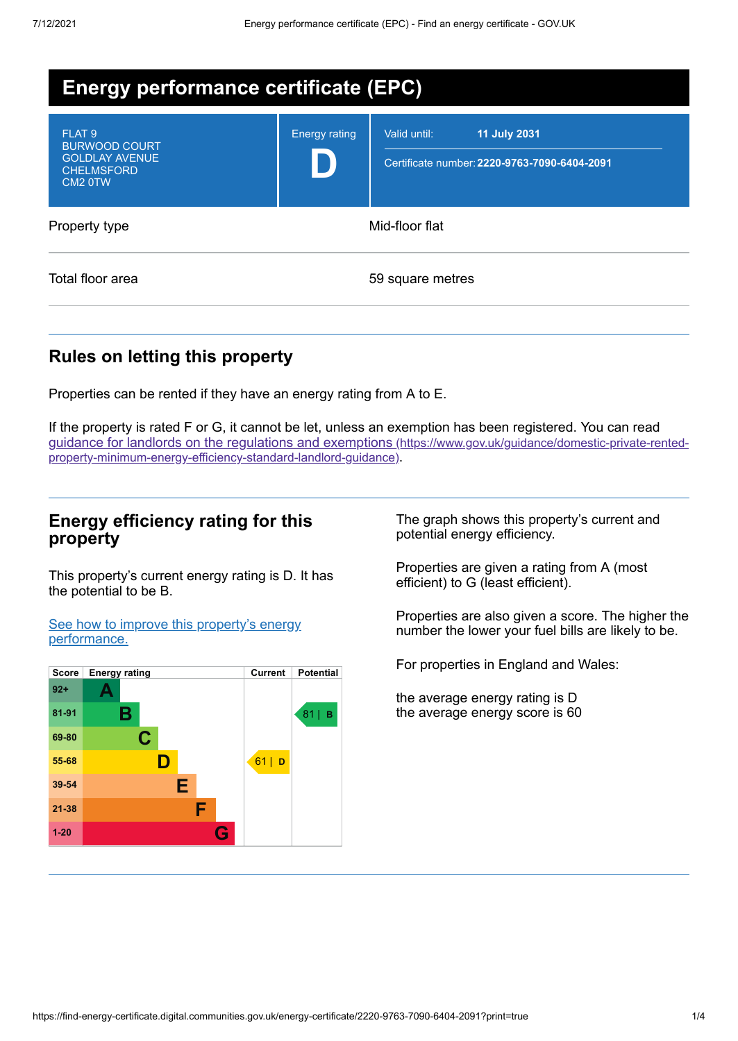# Energy performance certificate (EPC)

| | | |
|---|---|---|
| FLAT 9<br>BURWOOD COURT<br>GOLDLAY AVENUE<br>CHELMSFORD<br>CM2 0TW | Energy rating<br>**D** | Valid until: **11 July 2031**<br>Certificate number: **2220-9763-7090-6404-2091** |

| | |
|---|---|
| Property type | Mid-floor flat |
| Total floor area | 59 square metres |

## Rules on letting this property

Properties can be rented if they have an energy rating from A to E.

If the property is rated F or G, it cannot be let, unless an exemption has been registered. You can read [guidance for landlords on the regulations and exemptions (https://www.gov.uk/guidance/domestic-private-rented-property-minimum-energy-efficiency-standard-landlord-guidance)](https://www.gov.uk/guidance/domestic-private-rented-property-minimum-energy-efficiency-standard-landlord-guidance).

## Energy efficiency rating for this property

This property's current energy rating is D. It has the potential to be B.

[See how to improve this property's energy performance.]()

| Score | Energy rating | Current | Potential |
|---|---|---|---|
| 92+ | A | | |
| 81-91 | B | | 81 \| B |
| 69-80 | C | | |
| 55-68 | D | 61 \| D | |
| 39-54 | E | | |
| 21-38 | F | | |
| 1-20 | G | | |

The graph shows this property's current and potential energy efficiency.

Properties are given a rating from A (most efficient) to G (least efficient).

Properties are also given a score. The higher the number the lower your fuel bills are likely to be.

For properties in England and Wales:

the average energy rating is D
the average energy score is 60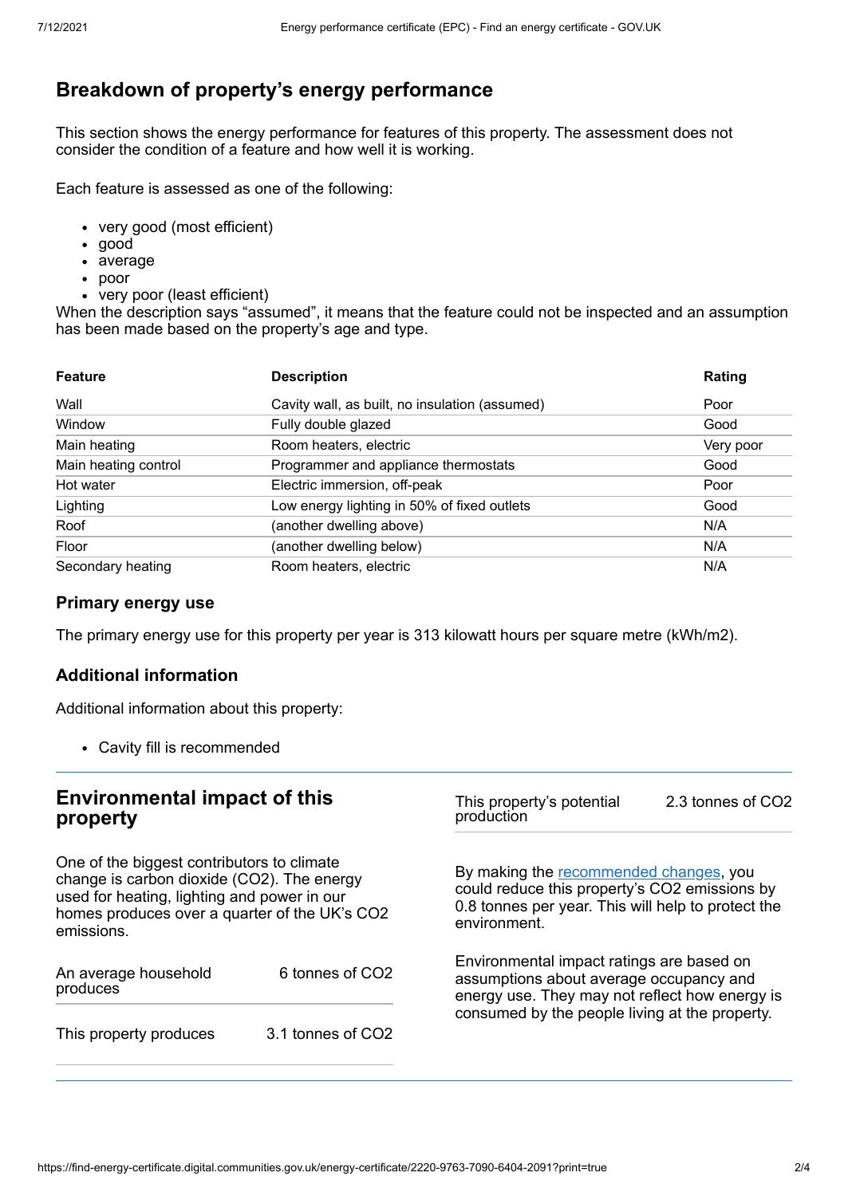## Breakdown of property's energy performance

This section shows the energy performance for features of this property. The assessment does not consider the condition of a feature and how well it is working.

Each feature is assessed as one of the following:

- very good (most efficient)
- good
- average
- poor
- very poor (least efficient)

When the description says "assumed", it means that the feature could not be inspected and an assumption has been made based on the property's age and type.

| Feature | Description | Rating |
|---|---|---|
| Wall | Cavity wall, as built, no insulation (assumed) | Poor |
| Window | Fully double glazed | Good |
| Main heating | Room heaters, electric | Very poor |
| Main heating control | Programmer and appliance thermostats | Good |
| Hot water | Electric immersion, off-peak | Poor |
| Lighting | Low energy lighting in 50% of fixed outlets | Good |
| Roof | (another dwelling above) | N/A |
| Floor | (another dwelling below) | N/A |
| Secondary heating | Room heaters, electric | N/A |

### Primary energy use

The primary energy use for this property per year is 313 kilowatt hours per square metre (kWh/m2).

### Additional information

Additional information about this property:

- Cavity fill is recommended

## Environmental impact of this property

One of the biggest contributors to climate change is carbon dioxide ($CO_2$). The energy used for heating, lighting and power in our homes produces over a quarter of the UK's $CO_2$ emissions.

| | |
|---|---|
| An average household produces | 6 tonnes of $CO_2$ |
| This property produces | 3.1 tonnes of $CO_2$ |
| This property's potential production | 2.3 tonnes of $CO_2$ |

By making the recommended changes, you could reduce this property's $CO_2$ emissions by 0.8 tonnes per year. This will help to protect the environment.

Environmental impact ratings are based on assumptions about average occupancy and energy use. They may not reflect how energy is consumed by the people living at the property.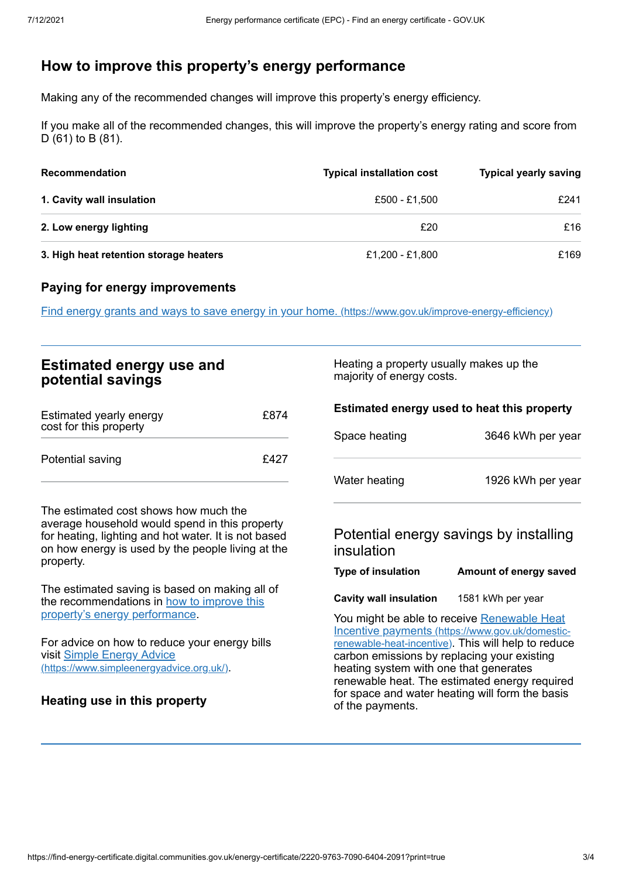## How to improve this property's energy performance

Making any of the recommended changes will improve this property's energy efficiency.

If you make all of the recommended changes, this will improve the property's energy rating and score from D (61) to B (81).

| Recommendation | Typical installation cost | Typical yearly saving |
| --- | --- | --- |
| **1. Cavity wall insulation** | £500 - £1,500 | £241 |
| **2. Low energy lighting** | £20 | £16 |
| **3. High heat retention storage heaters** | £1,200 - £1,800 | £169 |

### Paying for energy improvements

[Find energy grants and ways to save energy in your home. (https://www.gov.uk/improve-energy-efficiency)](https://www.gov.uk/improve-energy-efficiency)

## Estimated energy use and potential savings

| | |
| --- | --- |
| Estimated yearly energy cost for this property | £874 |
| Potential saving | £427 |

The estimated cost shows how much the average household would spend in this property for heating, lighting and hot water. It is not based on how energy is used by the people living at the property.

The estimated saving is based on making all of the recommendations in how to improve this property's energy performance.

For advice on how to reduce your energy bills visit [Simple Energy Advice (https://www.simpleenergyadvice.org.uk/)](https://www.simpleenergyadvice.org.uk/).

### Heating use in this property

Heating a property usually makes up the majority of energy costs.

#### Estimated energy used to heat this property

| | |
| --- | --- |
| Space heating | 3646 kWh per year |
| Water heating | 1926 kWh per year |

### Potential energy savings by installing insulation

| Type of insulation | Amount of energy saved |
| --- | --- |
| **Cavity wall insulation** | 1581 kWh per year |

You might be able to receive [Renewable Heat Incentive payments (https://www.gov.uk/domestic-renewable-heat-incentive)](https://www.gov.uk/domestic-renewable-heat-incentive). This will help to reduce carbon emissions by replacing your existing heating system with one that generates renewable heat. The estimated energy required for space and water heating will form the basis of the payments.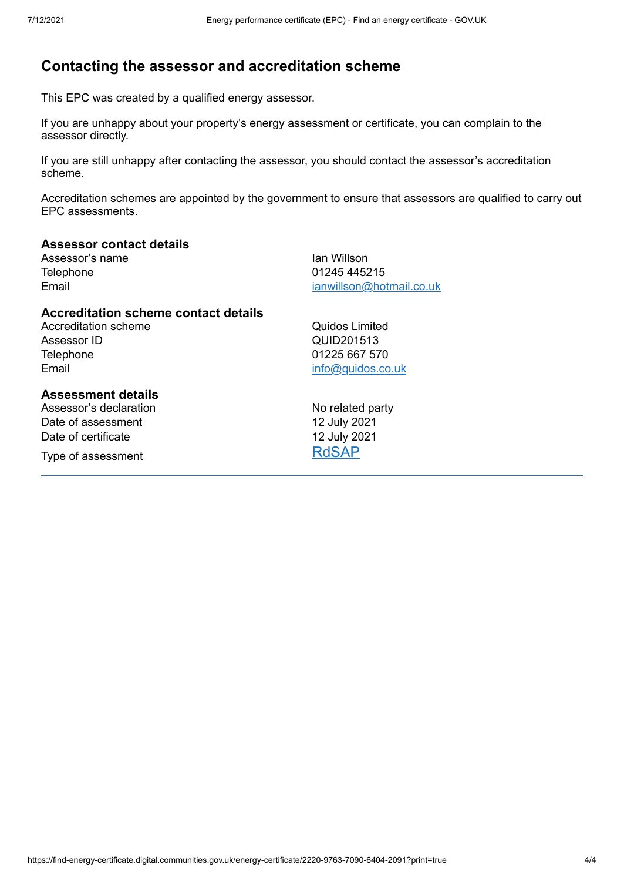## Contacting the assessor and accreditation scheme

This EPC was created by a qualified energy assessor.

If you are unhappy about your property's energy assessment or certificate, you can complain to the assessor directly.

If you are still unhappy after contacting the assessor, you should contact the assessor's accreditation scheme.

Accreditation schemes are appointed by the government to ensure that assessors are qualified to carry out EPC assessments.

### Assessor contact details

| | |
|---|---|
| Assessor's name | Ian Willson |
| Telephone | 01245 445215 |
| Email | ianwillson@hotmail.co.uk |

### Accreditation scheme contact details

| | |
|---|---|
| Accreditation scheme | Quidos Limited |
| Assessor ID | QUID201513 |
| Telephone | 01225 667 570 |
| Email | info@quidos.co.uk |

### Assessment details

| | |
|---|---|
| Assessor's declaration | No related party |
| Date of assessment | 12 July 2021 |
| Date of certificate | 12 July 2021 |
| Type of assessment | RdSAP |